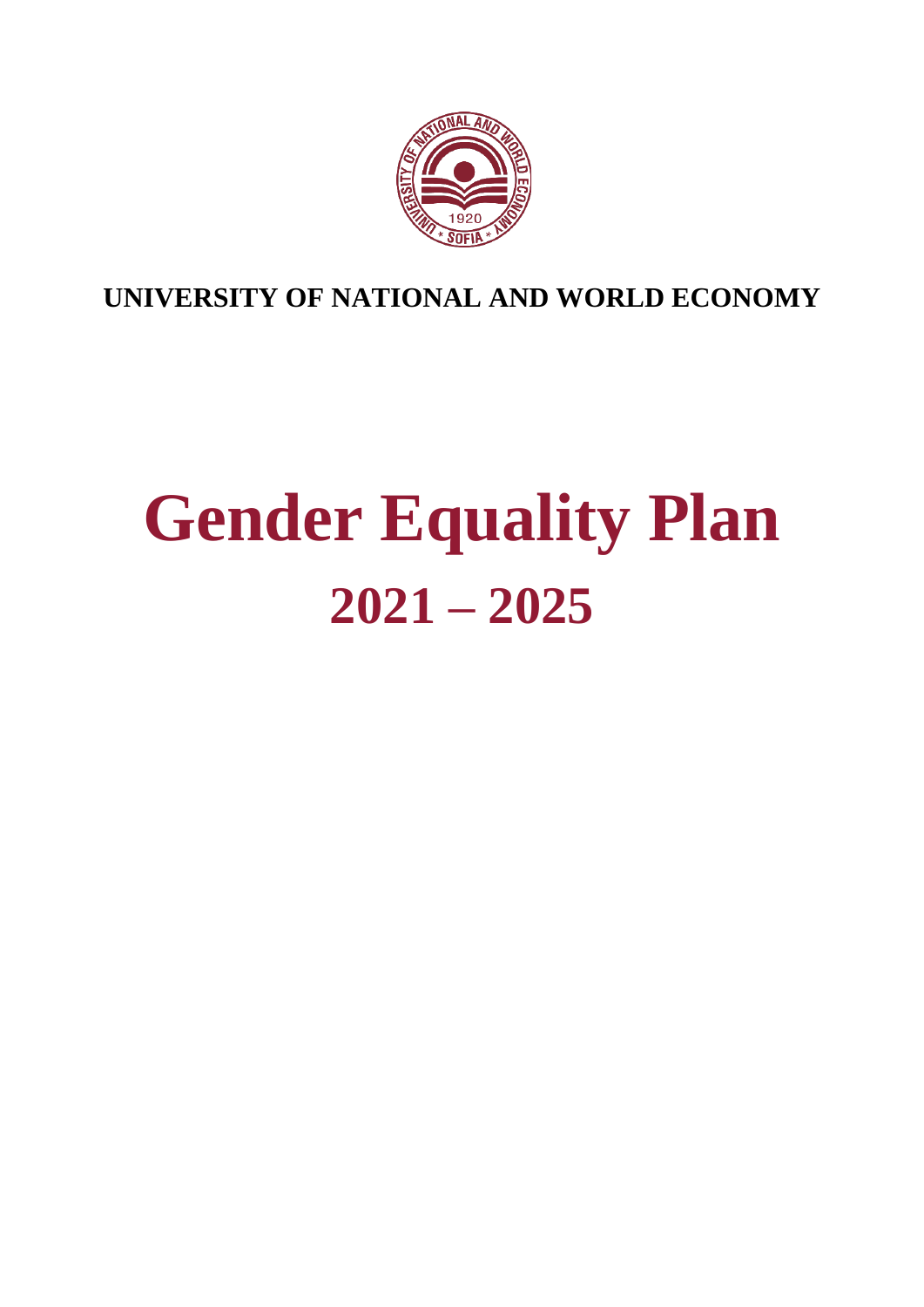**UNIVERSITY OF NATIONAL AND WORLD ECONOMY**

# Gender Equality Plan

## 2021 – 2025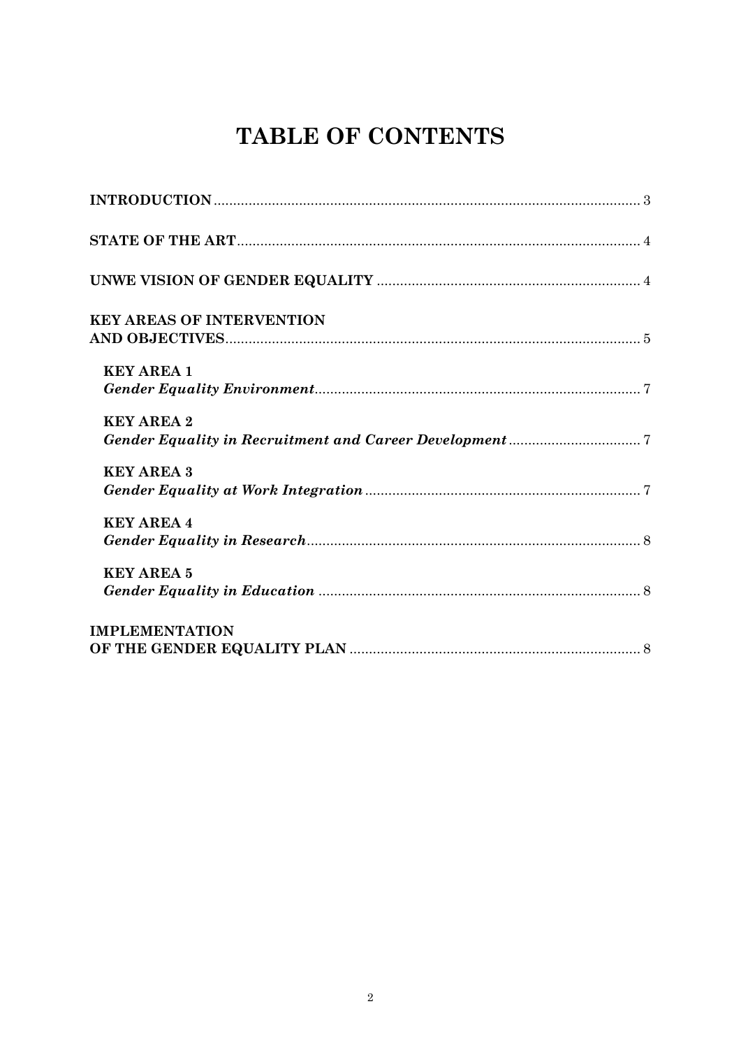# TABLE OF CONTENTS

**INTRODUCTION** .......... 3

**STATE OF THE ART** .......... 4

**UNWE VISION OF GENDER EQUALITY** .......... 4

**KEY AREAS OF INTERVENTION AND OBJECTIVES** .......... 5

- **KEY AREA 1**
  ***Gender Equality Environment*** .......... 7
- **KEY AREA 2**
  ***Gender Equality in Recruitment and Career Development*** .......... 7
- **KEY AREA 3**
  ***Gender Equality at Work Integration*** .......... 7
- **KEY AREA 4**
  ***Gender Equality in Research*** .......... 8
- **KEY AREA 5**
  ***Gender Equality in Education*** .......... 8

**IMPLEMENTATION OF THE GENDER EQUALITY PLAN** .......... 8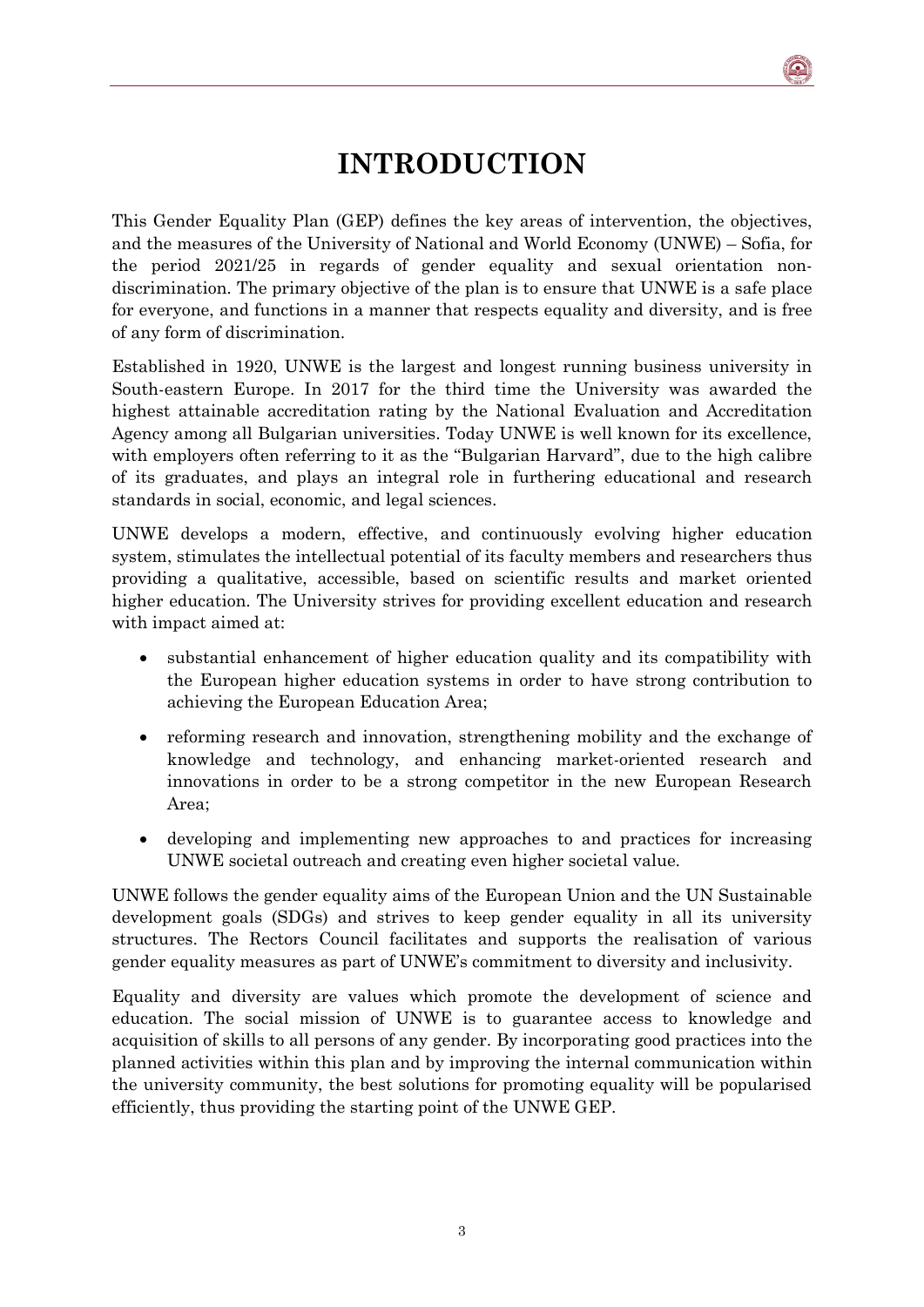# INTRODUCTION

This Gender Equality Plan (GEP) defines the key areas of intervention, the objectives, and the measures of the University of National and World Economy (UNWE) – Sofia, for the period 2021/25 in regards of gender equality and sexual orientation non-discrimination. The primary objective of the plan is to ensure that UNWE is a safe place for everyone, and functions in a manner that respects equality and diversity, and is free of any form of discrimination.

Established in 1920, UNWE is the largest and longest running business university in South-eastern Europe. In 2017 for the third time the University was awarded the highest attainable accreditation rating by the National Evaluation and Accreditation Agency among all Bulgarian universities. Today UNWE is well known for its excellence, with employers often referring to it as the "Bulgarian Harvard", due to the high calibre of its graduates, and plays an integral role in furthering educational and research standards in social, economic, and legal sciences.

UNWE develops a modern, effective, and continuously evolving higher education system, stimulates the intellectual potential of its faculty members and researchers thus providing a qualitative, accessible, based on scientific results and market oriented higher education. The University strives for providing excellent education and research with impact aimed at:

- substantial enhancement of higher education quality and its compatibility with the European higher education systems in order to have strong contribution to achieving the European Education Area;
- reforming research and innovation, strengthening mobility and the exchange of knowledge and technology, and enhancing market-oriented research and innovations in order to be a strong competitor in the new European Research Area;
- developing and implementing new approaches to and practices for increasing UNWE societal outreach and creating even higher societal value.

UNWE follows the gender equality aims of the European Union and the UN Sustainable development goals (SDGs) and strives to keep gender equality in all its university structures. The Rectors Council facilitates and supports the realisation of various gender equality measures as part of UNWE's commitment to diversity and inclusivity.

Equality and diversity are values which promote the development of science and education. The social mission of UNWE is to guarantee access to knowledge and acquisition of skills to all persons of any gender. By incorporating good practices into the planned activities within this plan and by improving the internal communication within the university community, the best solutions for promoting equality will be popularised efficiently, thus providing the starting point of the UNWE GEP.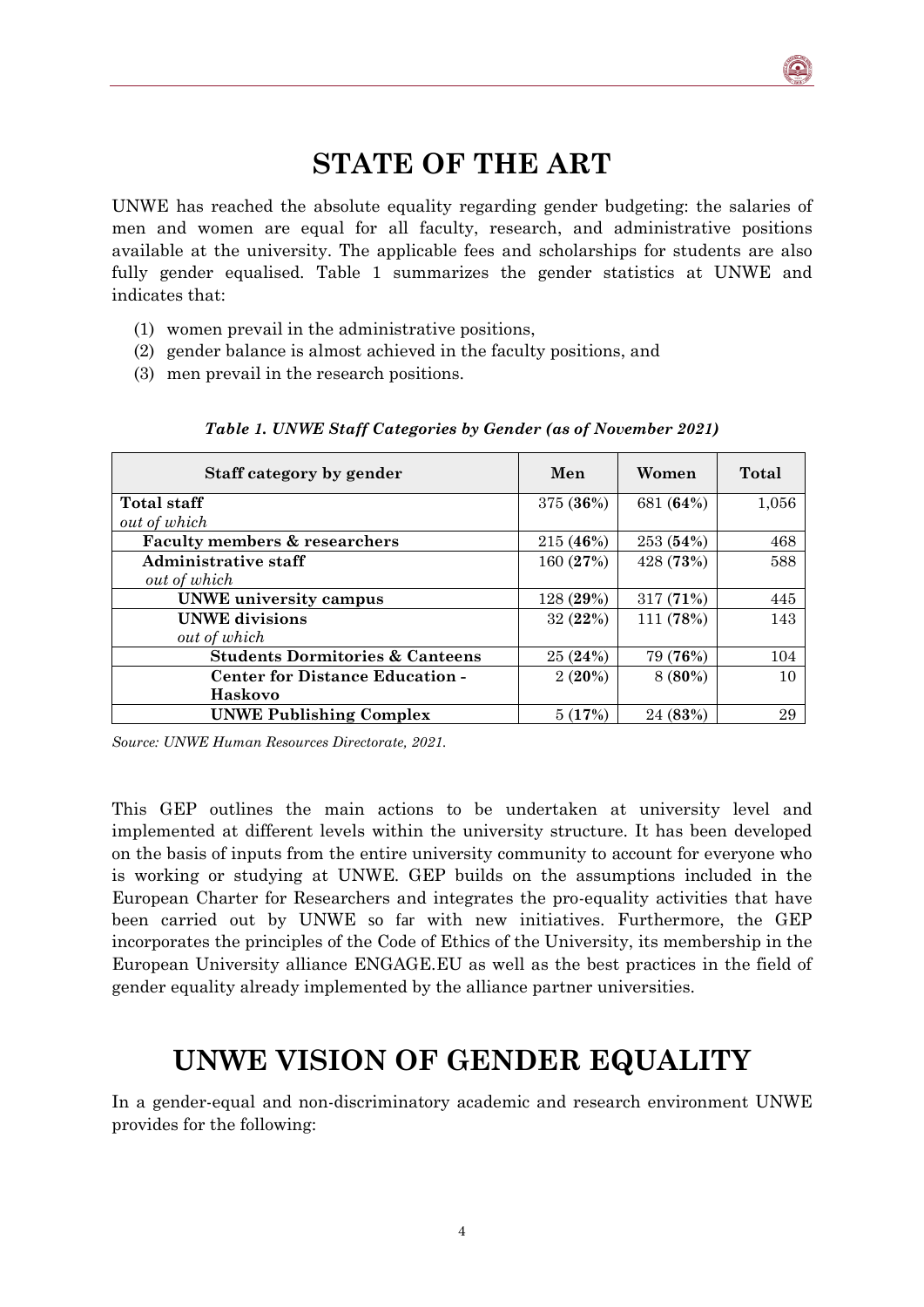# STATE OF THE ART

UNWE has reached the absolute equality regarding gender budgeting: the salaries of men and women are equal for all faculty, research, and administrative positions available at the university. The applicable fees and scholarships for students are also fully gender equalised. Table 1 summarizes the gender statistics at UNWE and indicates that:

(1) women prevail in the administrative positions,
(2) gender balance is almost achieved in the faculty positions, and
(3) men prevail in the research positions.

***Table 1. UNWE Staff Categories by Gender (as of November 2021)***

| Staff category by gender | Men | Women | Total |
|---|---|---|---|
| **Total staff** *out of which* | 375 (**36%**) | 681 (**64%**) | 1,056 |
| **Faculty members & researchers** | 215 (**46%**) | 253 (**54%**) | 468 |
| **Administrative staff** *out of which* | 160 (**27%**) | 428 (**73%**) | 588 |
| **UNWE university campus** | 128 (**29%**) | 317 (**71%**) | 445 |
| **UNWE divisions** *out of which* | 32 (**22%**) | 111 (**78%**) | 143 |
| **Students Dormitories & Canteens** | 25 (**24%**) | 79 (**76%**) | 104 |
| **Center for Distance Education - Haskovo** | 2 (**20%**) | 8 (**80%**) | 10 |
| **UNWE Publishing Complex** | 5 (**17%**) | 24 (**83%**) | 29 |

*Source: UNWE Human Resources Directorate, 2021.*

This GEP outlines the main actions to be undertaken at university level and implemented at different levels within the university structure. It has been developed on the basis of inputs from the entire university community to account for everyone who is working or studying at UNWE. GEP builds on the assumptions included in the European Charter for Researchers and integrates the pro-equality activities that have been carried out by UNWE so far with new initiatives. Furthermore, the GEP incorporates the principles of the Code of Ethics of the University, its membership in the European University alliance ENGAGE.EU as well as the best practices in the field of gender equality already implemented by the alliance partner universities.

# UNWE VISION OF GENDER EQUALITY

In a gender-equal and non-discriminatory academic and research environment UNWE provides for the following: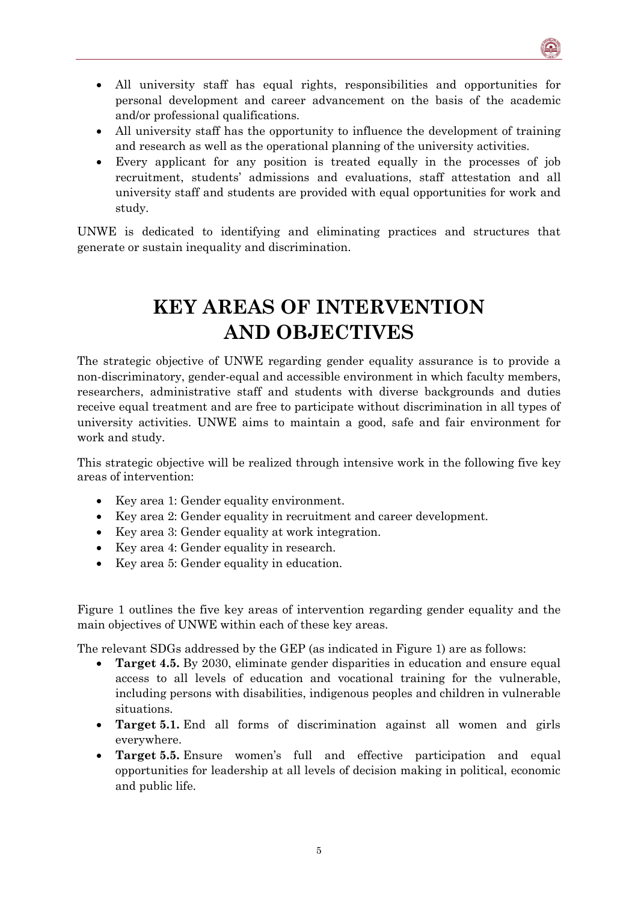- All university staff has equal rights, responsibilities and opportunities for personal development and career advancement on the basis of the academic and/or professional qualifications.
- All university staff has the opportunity to influence the development of training and research as well as the operational planning of the university activities.
- Every applicant for any position is treated equally in the processes of job recruitment, students' admissions and evaluations, staff attestation and all university staff and students are provided with equal opportunities for work and study.

UNWE is dedicated to identifying and eliminating practices and structures that generate or sustain inequality and discrimination.

# KEY AREAS OF INTERVENTION AND OBJECTIVES

The strategic objective of UNWE regarding gender equality assurance is to provide a non-discriminatory, gender-equal and accessible environment in which faculty members, researchers, administrative staff and students with diverse backgrounds and duties receive equal treatment and are free to participate without discrimination in all types of university activities. UNWE aims to maintain a good, safe and fair environment for work and study.

This strategic objective will be realized through intensive work in the following five key areas of intervention:

- Key area 1: Gender equality environment.
- Key area 2: Gender equality in recruitment and career development.
- Key area 3: Gender equality at work integration.
- Key area 4: Gender equality in research.
- Key area 5: Gender equality in education.

Figure 1 outlines the five key areas of intervention regarding gender equality and the main objectives of UNWE within each of these key areas.

The relevant SDGs addressed by the GEP (as indicated in Figure 1) are as follows:

- **Target 4.5.** By 2030, eliminate gender disparities in education and ensure equal access to all levels of education and vocational training for the vulnerable, including persons with disabilities, indigenous peoples and children in vulnerable situations.
- **Target 5.1.** End all forms of discrimination against all women and girls everywhere.
- **Target 5.5.** Ensure women's full and effective participation and equal opportunities for leadership at all levels of decision making in political, economic and public life.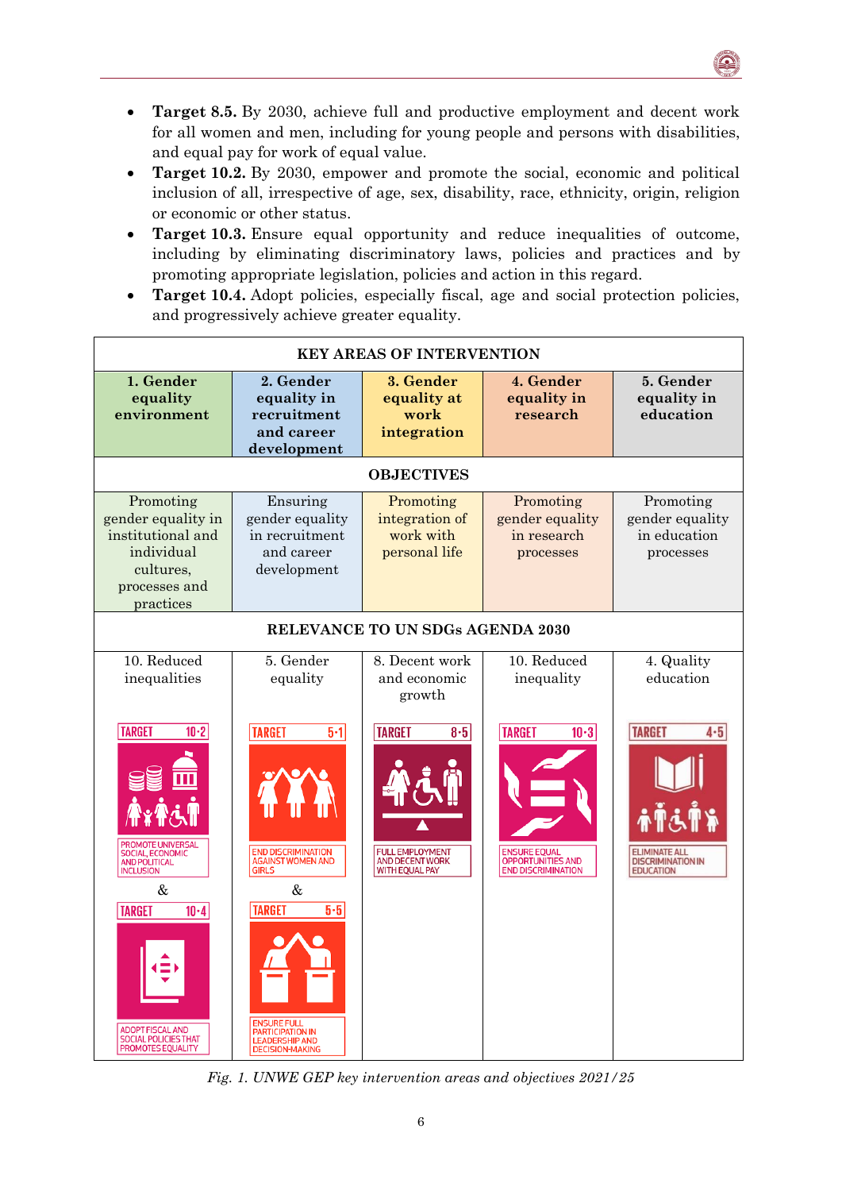- **Target 8.5.** By 2030, achieve full and productive employment and decent work for all women and men, including for young people and persons with disabilities, and equal pay for work of equal value.
- **Target 10.2.** By 2030, empower and promote the social, economic and political inclusion of all, irrespective of age, sex, disability, race, ethnicity, origin, religion or economic or other status.
- **Target 10.3.** Ensure equal opportunity and reduce inequalities of outcome, including by eliminating discriminatory laws, policies and practices and by promoting appropriate legislation, policies and action in this regard.
- **Target 10.4.** Adopt policies, especially fiscal, age and social protection policies, and progressively achieve greater equality.

| **KEY AREAS OF INTERVENTION** | | | | |
|---|---|---|---|---|
| **1. Gender equality environment** | **2. Gender equality in recruitment and career development** | **3. Gender equality at work integration** | **4. Gender equality in research** | **5. Gender equality in education** |
| **OBJECTIVES** | | | | |
| Promoting gender equality in institutional and individual cultures, processes and practices | Ensuring gender equality in recruitment and career development | Promoting integration of work with personal life | Promoting gender equality in research processes | Promoting gender equality in education processes |
| **RELEVANCE TO UN SDGs AGENDA 2030** | | | | |
| 10. Reduced inequalities | 5. Gender equality | 8. Decent work and economic growth | 10. Reduced inequality | 4. Quality education |
| TARGET 10·2 PROMOTE UNIVERSAL SOCIAL, ECONOMIC AND POLITICAL INCLUSION & TARGET 10·4 ADOPT FISCAL AND SOCIAL POLICIES THAT PROMOTES EQUALITY | TARGET 5·1 END DISCRIMINATION AGAINST WOMEN AND GIRLS & TARGET 5·5 ENSURE FULL PARTICIPATION IN LEADERSHIP AND DECISION-MAKING | TARGET 8·5 FULL EMPLOYMENT AND DECENT WORK WITH EQUAL PAY | TARGET 10·3 ENSURE EQUAL OPPORTUNITIES AND END DISCRIMINATION | TARGET 4·5 ELIMINATE ALL DISCRIMINATION IN EDUCATION |

*Fig. 1. UNWE GEP key intervention areas and objectives 2021/25*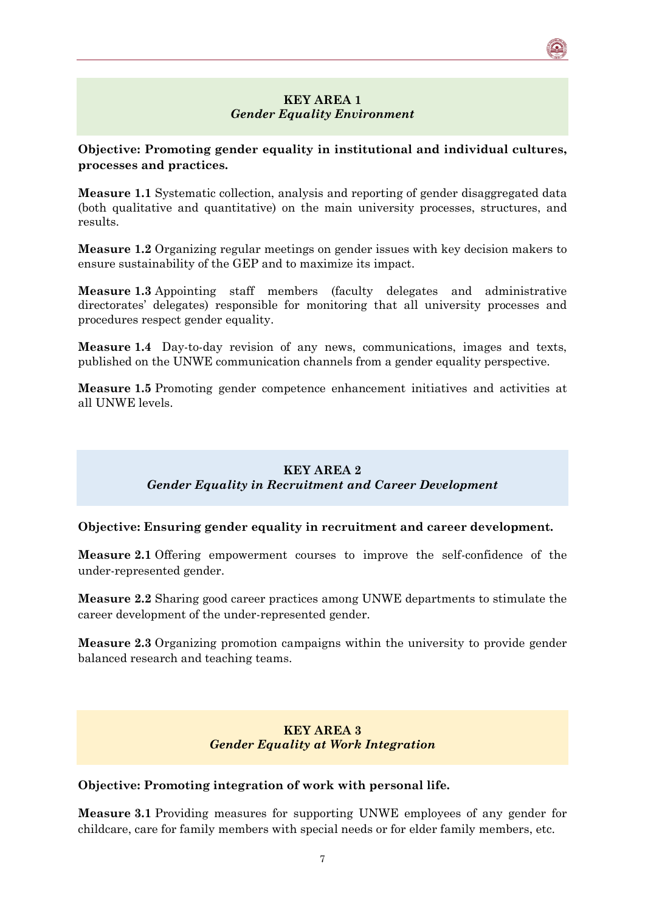## KEY AREA 1
### *Gender Equality Environment*

**Objective: Promoting gender equality in institutional and individual cultures, processes and practices.**

**Measure 1.1** Systematic collection, analysis and reporting of gender disaggregated data (both qualitative and quantitative) on the main university processes, structures, and results.

**Measure 1.2** Organizing regular meetings on gender issues with key decision makers to ensure sustainability of the GEP and to maximize its impact.

**Measure 1.3** Appointing staff members (faculty delegates and administrative directorates' delegates) responsible for monitoring that all university processes and procedures respect gender equality.

**Measure 1.4** Day-to-day revision of any news, communications, images and texts, published on the UNWE communication channels from a gender equality perspective.

**Measure 1.5** Promoting gender competence enhancement initiatives and activities at all UNWE levels.

## KEY AREA 2
### *Gender Equality in Recruitment and Career Development*

**Objective: Ensuring gender equality in recruitment and career development.**

**Measure 2.1** Offering empowerment courses to improve the self-confidence of the under-represented gender.

**Measure 2.2** Sharing good career practices among UNWE departments to stimulate the career development of the under-represented gender.

**Measure 2.3** Organizing promotion campaigns within the university to provide gender balanced research and teaching teams.

## KEY AREA 3
### *Gender Equality at Work Integration*

**Objective: Promoting integration of work with personal life.**

**Measure 3.1** Providing measures for supporting UNWE employees of any gender for childcare, care for family members with special needs or for elder family members, etc.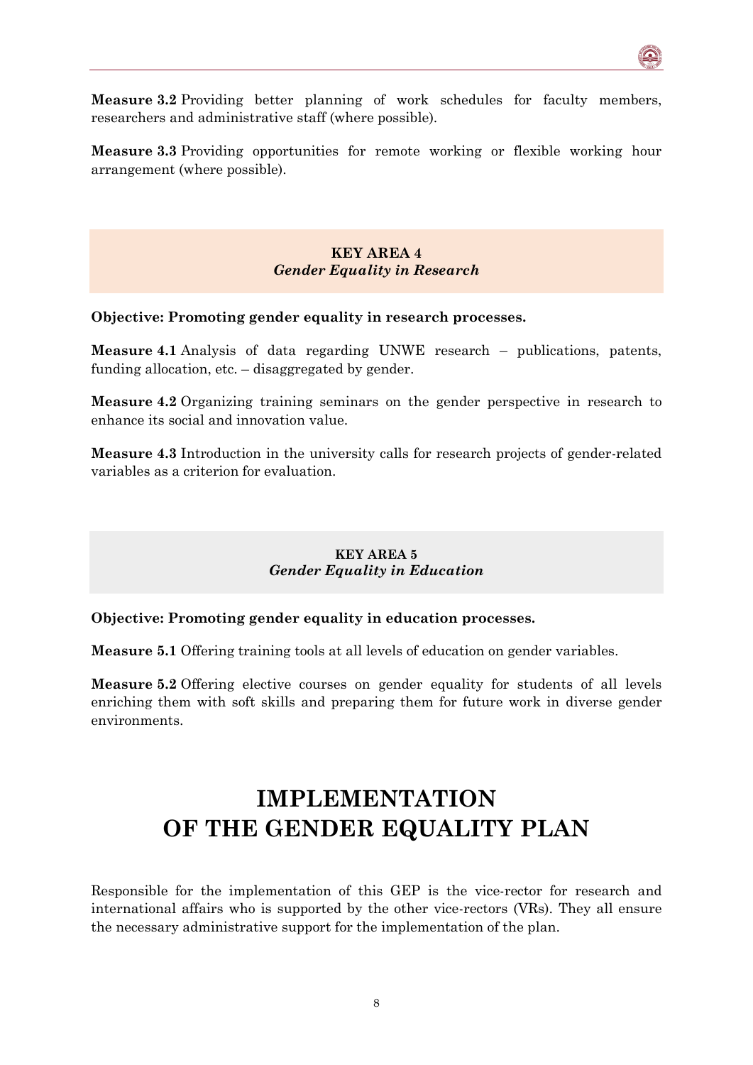**Measure 3.2** Providing better planning of work schedules for faculty members, researchers and administrative staff (where possible).

**Measure 3.3** Providing opportunities for remote working or flexible working hour arrangement (where possible).

### KEY AREA 4
### *Gender Equality in Research*

**Objective: Promoting gender equality in research processes.**

**Measure 4.1** Analysis of data regarding UNWE research – publications, patents, funding allocation, etc. – disaggregated by gender.

**Measure 4.2** Organizing training seminars on the gender perspective in research to enhance its social and innovation value.

**Measure 4.3** Introduction in the university calls for research projects of gender-related variables as a criterion for evaluation.

### KEY AREA 5
### *Gender Equality in Education*

**Objective: Promoting gender equality in education processes.**

**Measure 5.1** Offering training tools at all levels of education on gender variables.

**Measure 5.2** Offering elective courses on gender equality for students of all levels enriching them with soft skills and preparing them for future work in diverse gender environments.

# IMPLEMENTATION OF THE GENDER EQUALITY PLAN

Responsible for the implementation of this GEP is the vice-rector for research and international affairs who is supported by the other vice-rectors (VRs). They all ensure the necessary administrative support for the implementation of the plan.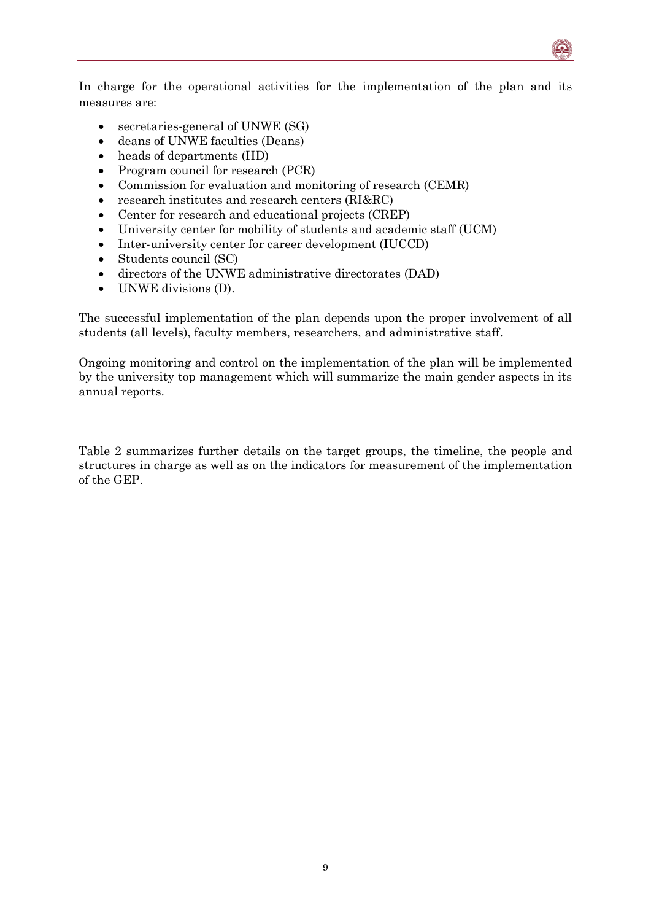In charge for the operational activities for the implementation of the plan and its measures are:

- secretaries-general of UNWE (SG)
- deans of UNWE faculties (Deans)
- heads of departments (HD)
- Program council for research (PCR)
- Commission for evaluation and monitoring of research (CEMR)
- research institutes and research centers (RI&RC)
- Center for research and educational projects (CREP)
- University center for mobility of students and academic staff (UCM)
- Inter-university center for career development (IUCCD)
- Students council (SC)
- directors of the UNWE administrative directorates (DAD)
- UNWE divisions (D).

The successful implementation of the plan depends upon the proper involvement of all students (all levels), faculty members, researchers, and administrative staff.

Ongoing monitoring and control on the implementation of the plan will be implemented by the university top management which will summarize the main gender aspects in its annual reports.

Table 2 summarizes further details on the target groups, the timeline, the people and structures in charge as well as on the indicators for measurement of the implementation of the GEP.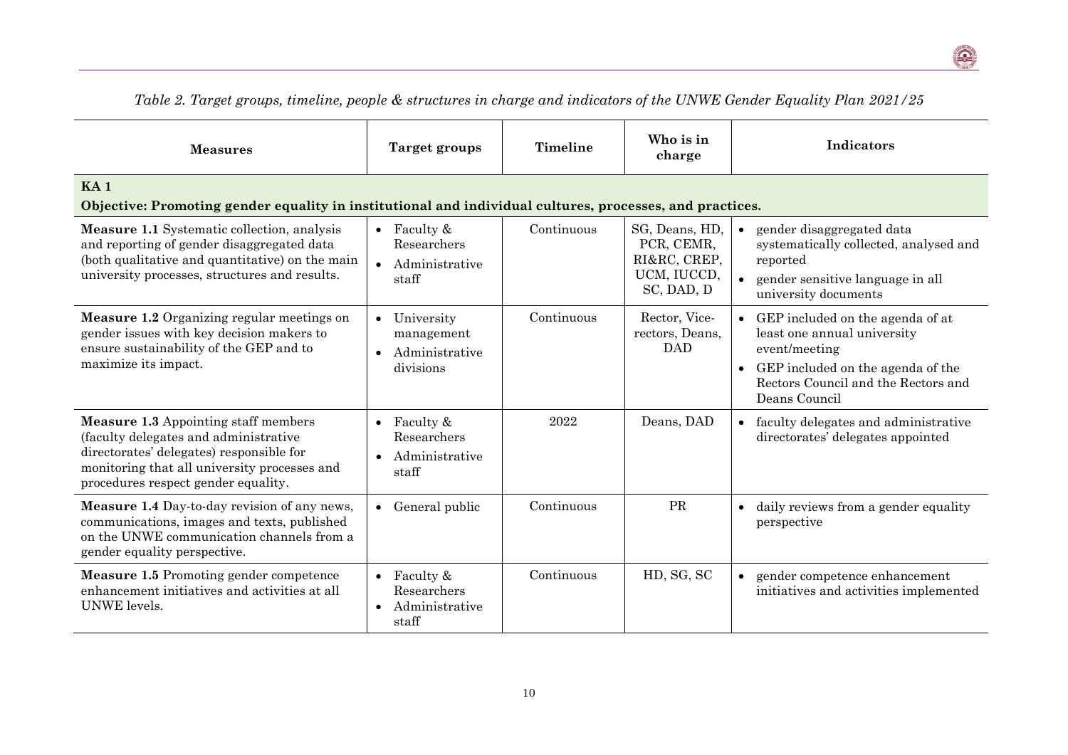*Table 2. Target groups, timeline, people & structures in charge and indicators of the UNWE Gender Equality Plan 2021/25*

| Measures | Target groups | Timeline | Who is in charge | Indicators |
|---|---|---|---|---|
| **KA 1** **Objective: Promoting gender equality in institutional and individual cultures, processes, and practices.** | | | | |
| **Measure 1.1** Systematic collection, analysis and reporting of gender disaggregated data (both qualitative and quantitative) on the main university processes, structures and results. | • Faculty & Researchers<br>• Administrative staff | Continuous | SG, Deans, HD, PCR, CEMR, RI&RC, CREP, UCM, IUCCD, SC, DAD, D | • gender disaggregated data systematically collected, analysed and reported<br>• gender sensitive language in all university documents |
| **Measure 1.2** Organizing regular meetings on gender issues with key decision makers to ensure sustainability of the GEP and to maximize its impact. | • University management<br>• Administrative divisions | Continuous | Rector, Vice-rectors, Deans, DAD | • GEP included on the agenda of at least one annual university event/meeting<br>• GEP included on the agenda of the Rectors Council and the Rectors and Deans Council |
| **Measure 1.3** Appointing staff members (faculty delegates and administrative directorates' delegates) responsible for monitoring that all university processes and procedures respect gender equality. | • Faculty & Researchers<br>• Administrative staff | 2022 | Deans, DAD | • faculty delegates and administrative directorates' delegates appointed |
| **Measure 1.4** Day-to-day revision of any news, communications, images and texts, published on the UNWE communication channels from a gender equality perspective. | • General public | Continuous | PR | • daily reviews from a gender equality perspective |
| **Measure 1.5** Promoting gender competence enhancement initiatives and activities at all UNWE levels. | • Faculty & Researchers<br>• Administrative staff | Continuous | HD, SG, SC | • gender competence enhancement initiatives and activities implemented |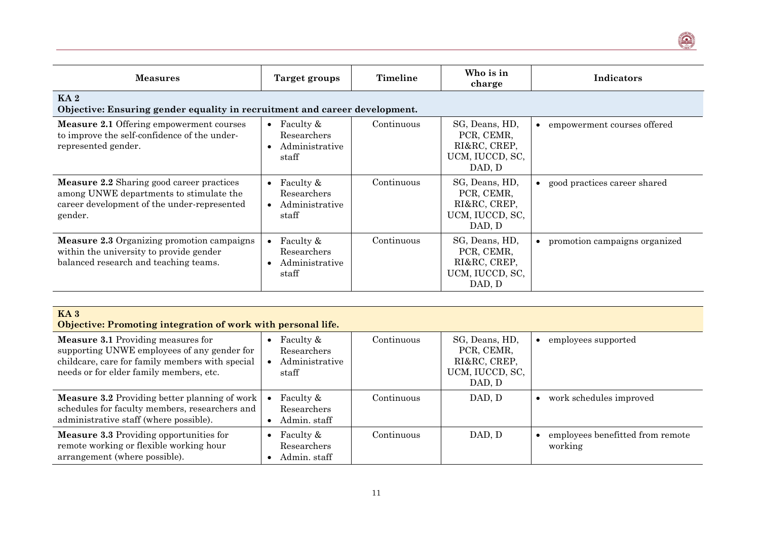| Measures | Target groups | Timeline | Who is in charge | Indicators |
|---|---|---|---|---|
| **KA 2** **Objective: Ensuring gender equality in recruitment and career development.** | | | | |
| **Measure 2.1** Offering empowerment courses to improve the self-confidence of the under-represented gender. | • Faculty & Researchers • Administrative staff | Continuous | SG, Deans, HD, PCR, CEMR, RI&RC, CREP, UCM, IUCCD, SC, DAD, D | • empowerment courses offered |
| **Measure 2.2** Sharing good career practices among UNWE departments to stimulate the career development of the under-represented gender. | • Faculty & Researchers • Administrative staff | Continuous | SG, Deans, HD, PCR, CEMR, RI&RC, CREP, UCM, IUCCD, SC, DAD, D | • good practices career shared |
| **Measure 2.3** Organizing promotion campaigns within the university to provide gender balanced research and teaching teams. | • Faculty & Researchers • Administrative staff | Continuous | SG, Deans, HD, PCR, CEMR, RI&RC, CREP, UCM, IUCCD, SC, DAD, D | • promotion campaigns organized |

| Measures | Target groups | Timeline | Who is in charge | Indicators |
|---|---|---|---|---|
| **KA 3** **Objective: Promoting integration of work with personal life.** | | | | |
| **Measure 3.1** Providing measures for supporting UNWE employees of any gender for childcare, care for family members with special needs or for elder family members, etc. | • Faculty & Researchers • Administrative staff | Continuous | SG, Deans, HD, PCR, CEMR, RI&RC, CREP, UCM, IUCCD, SC, DAD, D | • employees supported |
| **Measure 3.2** Providing better planning of work schedules for faculty members, researchers and administrative staff (where possible). | • Faculty & Researchers • Admin. staff | Continuous | DAD, D | • work schedules improved |
| **Measure 3.3** Providing opportunities for remote working or flexible working hour arrangement (where possible). | • Faculty & Researchers • Admin. staff | Continuous | DAD, D | • employees benefitted from remote working |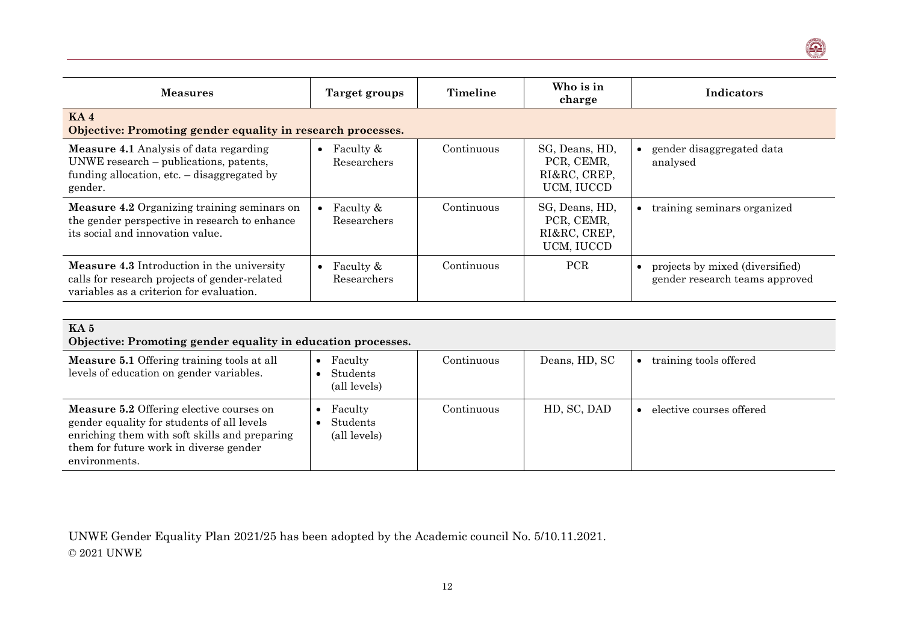| Measures | Target groups | Timeline | Who is in charge | Indicators |
|---|---|---|---|---|
| **KA 4**<br>**Objective: Promoting gender equality in research processes.** | | | | |
| **Measure 4.1** Analysis of data regarding UNWE research – publications, patents, funding allocation, etc. – disaggregated by gender. | • Faculty & Researchers | Continuous | SG, Deans, HD, PCR, CEMR, RI&RC, CREP, UCM, IUCCD | • gender disaggregated data analysed |
| **Measure 4.2** Organizing training seminars on the gender perspective in research to enhance its social and innovation value. | • Faculty & Researchers | Continuous | SG, Deans, HD, PCR, CEMR, RI&RC, CREP, UCM, IUCCD | • training seminars organized |
| **Measure 4.3** Introduction in the university calls for research projects of gender-related variables as a criterion for evaluation. | • Faculty & Researchers | Continuous | PCR | • projects by mixed (diversified) gender research teams approved |
| **KA 5**<br>**Objective: Promoting gender equality in education processes.** | | | | |
| **Measure 5.1** Offering training tools at all levels of education on gender variables. | • Faculty<br>• Students (all levels) | Continuous | Deans, HD, SC | • training tools offered |
| **Measure 5.2** Offering elective courses on gender equality for students of all levels enriching them with soft skills and preparing them for future work in diverse gender environments. | • Faculty<br>• Students (all levels) | Continuous | HD, SC, DAD | • elective courses offered |

UNWE Gender Equality Plan 2021/25 has been adopted by the Academic council No. 5/10.11.2021.

© 2021 UNWE